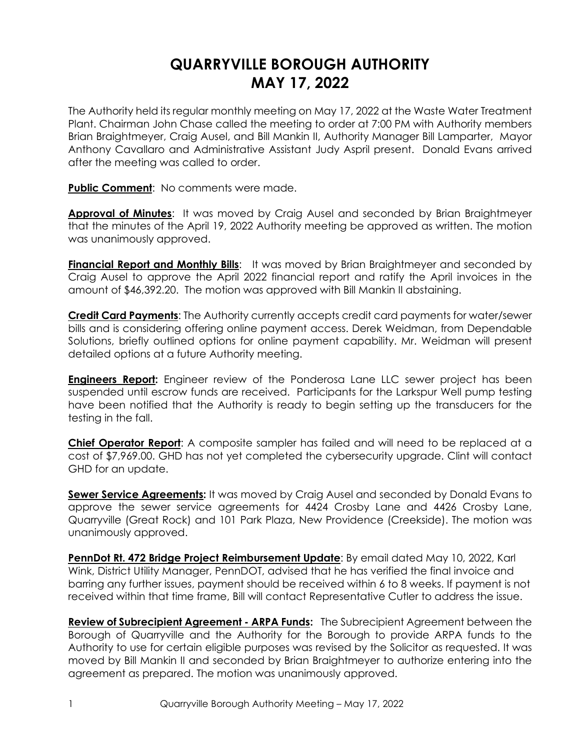# QUARRYVILLE BOROUGH AUTHORITY
# MAY 17, 2022

The Authority held its regular monthly meeting on May 17, 2022 at the Waste Water Treatment Plant. Chairman John Chase called the meeting to order at 7:00 PM with Authority members Brian Braightmeyer, Craig Ausel, and Bill Mankin II, Authority Manager Bill Lamparter, Mayor Anthony Cavallaro and Administrative Assistant Judy Aspril present. Donald Evans arrived after the meeting was called to order.

**Public Comment**: No comments were made.

**Approval of Minutes**: It was moved by Craig Ausel and seconded by Brian Braightmeyer that the minutes of the April 19, 2022 Authority meeting be approved as written. The motion was unanimously approved.

**Financial Report and Monthly Bills**: It was moved by Brian Braightmeyer and seconded by Craig Ausel to approve the April 2022 financial report and ratify the April invoices in the amount of $46,392.20. The motion was approved with Bill Mankin II abstaining.

**Credit Card Payments**: The Authority currently accepts credit card payments for water/sewer bills and is considering offering online payment access. Derek Weidman, from Dependable Solutions, briefly outlined options for online payment capability. Mr. Weidman will present detailed options at a future Authority meeting.

**Engineers Report:** Engineer review of the Ponderosa Lane LLC sewer project has been suspended until escrow funds are received. Participants for the Larkspur Well pump testing have been notified that the Authority is ready to begin setting up the transducers for the testing in the fall.

**Chief Operator Report**: A composite sampler has failed and will need to be replaced at a cost of $7,969.00. GHD has not yet completed the cybersecurity upgrade. Clint will contact GHD for an update.

**Sewer Service Agreements:** It was moved by Craig Ausel and seconded by Donald Evans to approve the sewer service agreements for 4424 Crosby Lane and 4426 Crosby Lane, Quarryville (Great Rock) and 101 Park Plaza, New Providence (Creekside). The motion was unanimously approved.

**PennDot Rt. 472 Bridge Project Reimbursement Update**: By email dated May 10, 2022, Karl Wink, District Utility Manager, PennDOT, advised that he has verified the final invoice and barring any further issues, payment should be received within 6 to 8 weeks. If payment is not received within that time frame, Bill will contact Representative Cutler to address the issue.

**Review of Subrecipient Agreement - ARPA Funds:** The Subrecipient Agreement between the Borough of Quarryville and the Authority for the Borough to provide ARPA funds to the Authority to use for certain eligible purposes was revised by the Solicitor as requested. It was moved by Bill Mankin II and seconded by Brian Braightmeyer to authorize entering into the agreement as prepared. The motion was unanimously approved.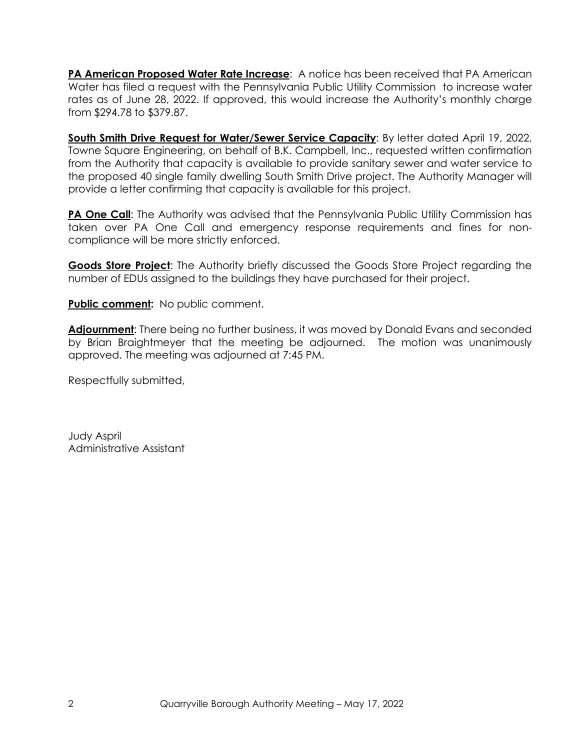**PA American Proposed Water Rate Increase**: A notice has been received that PA American Water has filed a request with the Pennsylvania Public Utility Commission to increase water rates as of June 28, 2022. If approved, this would increase the Authority's monthly charge from $294.78 to $379.87.

**South Smith Drive Request for Water/Sewer Service Capacity**: By letter dated April 19, 2022, Towne Square Engineering, on behalf of B.K. Campbell, Inc., requested written confirmation from the Authority that capacity is available to provide sanitary sewer and water service to the proposed 40 single family dwelling South Smith Drive project. The Authority Manager will provide a letter confirming that capacity is available for this project.

**PA One Call**: The Authority was advised that the Pennsylvania Public Utility Commission has taken over PA One Call and emergency response requirements and fines for non-compliance will be more strictly enforced.

**Goods Store Project**: The Authority briefly discussed the Goods Store Project regarding the number of EDUs assigned to the buildings they have purchased for their project.

**Public comment:** No public comment.

**Adjournment**: There being no further business, it was moved by Donald Evans and seconded by Brian Braightmeyer that the meeting be adjourned. The motion was unanimously approved. The meeting was adjourned at 7:45 PM.

Respectfully submitted,

Judy Aspril
Administrative Assistant